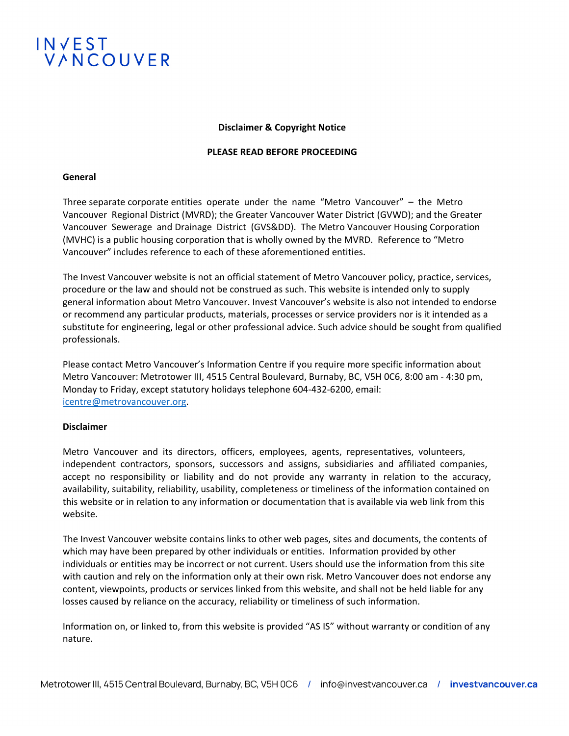INVEST VANCOUVER

**Disclaimer & Copyright Notice**

**PLEASE READ BEFORE PROCEEDING**

**General**

Three separate corporate entities operate under the name "Metro Vancouver" – the Metro Vancouver Regional District (MVRD); the Greater Vancouver Water District (GVWD); and the Greater Vancouver Sewerage and Drainage District (GVS&DD). The Metro Vancouver Housing Corporation (MVHC) is a public housing corporation that is wholly owned by the MVRD. Reference to "Metro Vancouver" includes reference to each of these aforementioned entities.

The Invest Vancouver website is not an official statement of Metro Vancouver policy, practice, services, procedure or the law and should not be construed as such. This website is intended only to supply general information about Metro Vancouver. Invest Vancouver's website is also not intended to endorse or recommend any particular products, materials, processes or service providers nor is it intended as a substitute for engineering, legal or other professional advice. Such advice should be sought from qualified professionals.

Please contact Metro Vancouver's Information Centre if you require more specific information about Metro Vancouver: Metrotower III, 4515 Central Boulevard, Burnaby, BC, V5H 0C6, 8:00 am - 4:30 pm, Monday to Friday, except statutory holidays telephone 604-432-6200, email: icentre@metrovancouver.org.

**Disclaimer**

Metro Vancouver and its directors, officers, employees, agents, representatives, volunteers, independent contractors, sponsors, successors and assigns, subsidiaries and affiliated companies, accept no responsibility or liability and do not provide any warranty in relation to the accuracy, availability, suitability, reliability, usability, completeness or timeliness of the information contained on this website or in relation to any information or documentation that is available via web link from this website.

The Invest Vancouver website contains links to other web pages, sites and documents, the contents of which may have been prepared by other individuals or entities. Information provided by other individuals or entities may be incorrect or not current. Users should use the information from this site with caution and rely on the information only at their own risk. Metro Vancouver does not endorse any content, viewpoints, products or services linked from this website, and shall not be held liable for any losses caused by reliance on the accuracy, reliability or timeliness of such information.

Information on, or linked to, from this website is provided "AS IS" without warranty or condition of any nature.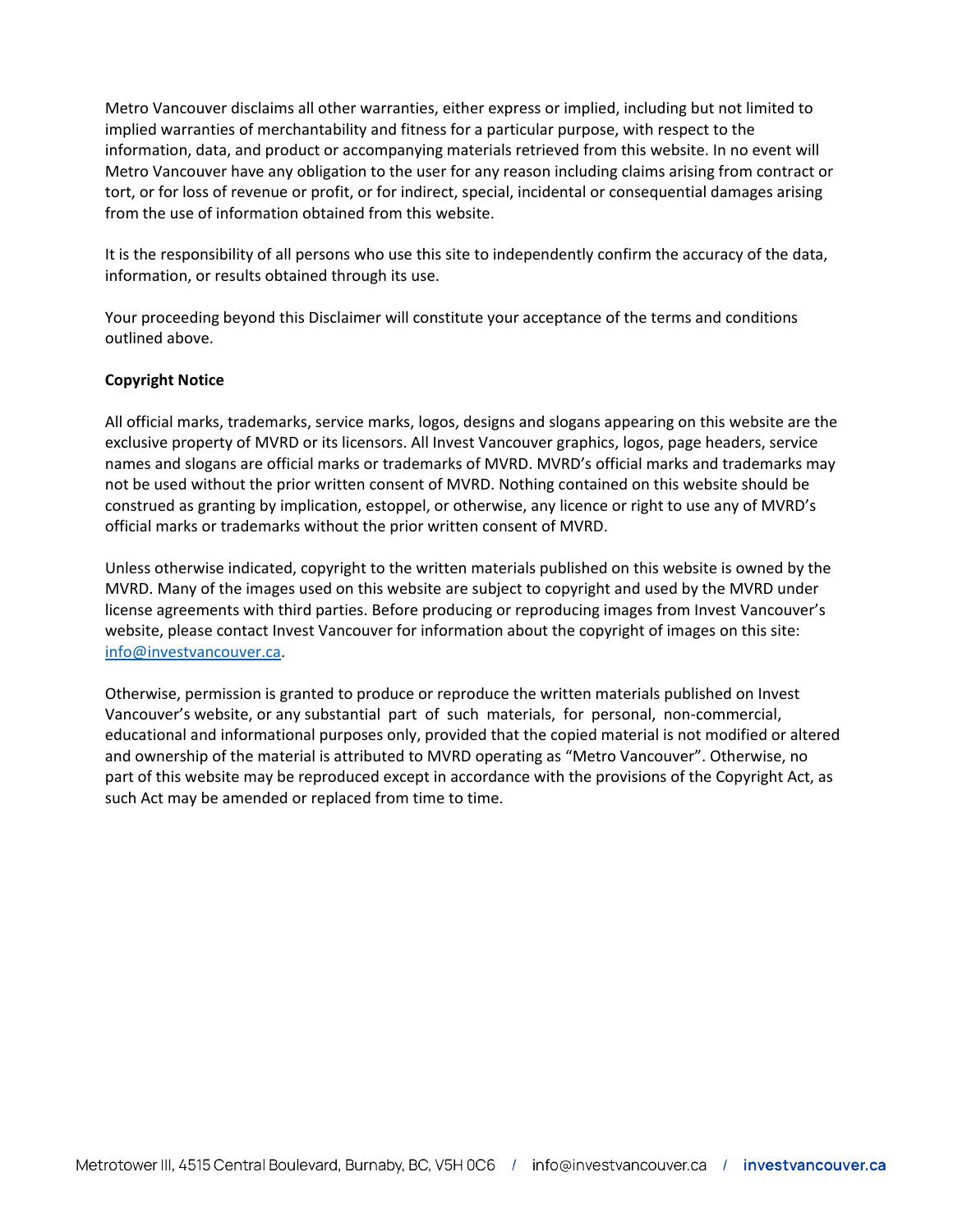Metro Vancouver disclaims all other warranties, either express or implied, including but not limited to implied warranties of merchantability and fitness for a particular purpose, with respect to the information, data, and product or accompanying materials retrieved from this website. In no event will Metro Vancouver have any obligation to the user for any reason including claims arising from contract or tort, or for loss of revenue or profit, or for indirect, special, incidental or consequential damages arising from the use of information obtained from this website.

It is the responsibility of all persons who use this site to independently confirm the accuracy of the data, information, or results obtained through its use.

Your proceeding beyond this Disclaimer will constitute your acceptance of the terms and conditions outlined above.

**Copyright Notice**

All official marks, trademarks, service marks, logos, designs and slogans appearing on this website are the exclusive property of MVRD or its licensors. All Invest Vancouver graphics, logos, page headers, service names and slogans are official marks or trademarks of MVRD. MVRD's official marks and trademarks may not be used without the prior written consent of MVRD. Nothing contained on this website should be construed as granting by implication, estoppel, or otherwise, any licence or right to use any of MVRD's official marks or trademarks without the prior written consent of MVRD.

Unless otherwise indicated, copyright to the written materials published on this website is owned by the MVRD. Many of the images used on this website are subject to copyright and used by the MVRD under license agreements with third parties. Before producing or reproducing images from Invest Vancouver's website, please contact Invest Vancouver for information about the copyright of images on this site: info@investvancouver.ca.

Otherwise, permission is granted to produce or reproduce the written materials published on Invest Vancouver's website, or any substantial part of such materials, for personal, non-commercial, educational and informational purposes only, provided that the copied material is not modified or altered and ownership of the material is attributed to MVRD operating as "Metro Vancouver". Otherwise, no part of this website may be reproduced except in accordance with the provisions of the Copyright Act, as such Act may be amended or replaced from time to time.